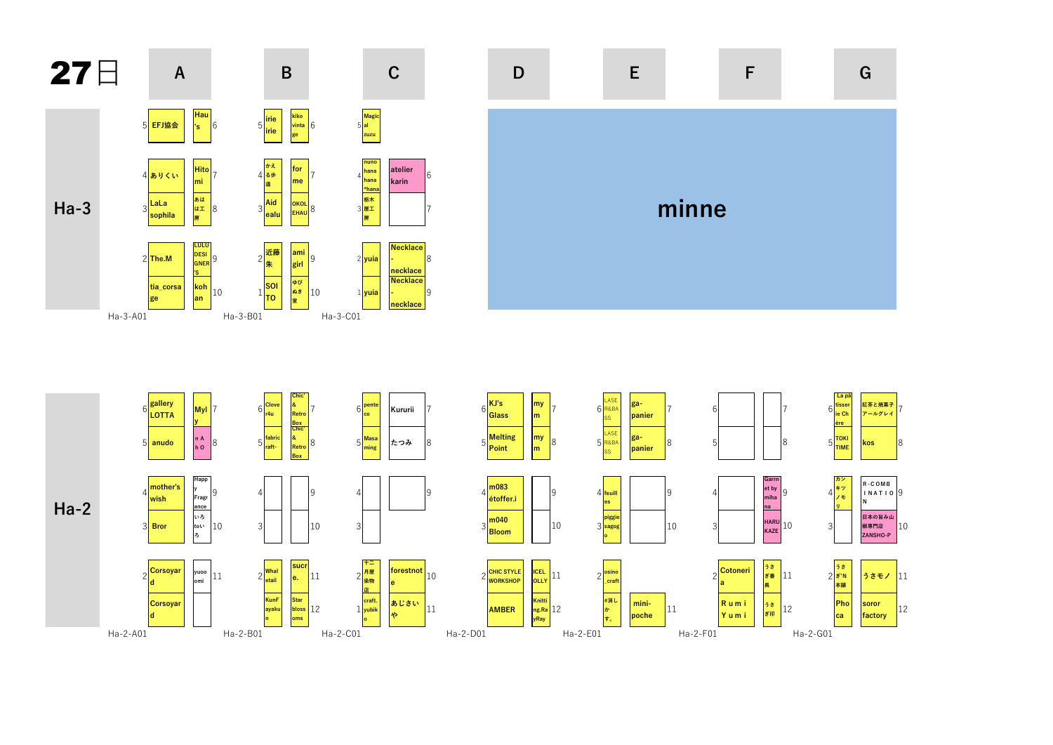# 27日

## Ha-3

| 番号 | A | 番号 | | B | | | C | |
|---|---|---|---|---|---|---|---|---|
| 5 | EFJ協会 / Hau's | 6 | 5 | irie irie / kiko vintage | 6 | 5 | Magical zuzu | |
| 4 | ありくい / Hitomi | 7 | 4 | かえる歩道 / for me | 7 | 4 | nunohanahana*hana / atelier karin | 6 |
| 3 | LaLa sophila / あはは工房 | 8 | 3 | Aidealu / OKOLEHAU | 8 | 3 | 栃木屋工房 / (空) | 7 |
| 2 | The.M / LULU DESIGNER'S | 9 | 2 | 近藤朱 / ami girl | 9 | 2 | yuia / Necklace - necklace | 8 |
| 1 | tia_corsage / kohan | 10 | 1 | SOITO / ゆびぬき堂 | 10 | 1 | yuia / Necklace - necklace | 9 |

Ha-3-A01 Ha-3-B01 Ha-3-C01

D〜G: minne

## Ha-2

| 番号 | A | 番号 | | B | | | C | |
|---|---|---|---|---|---|---|---|---|
| 6 | gallery LOTTA / Myly | 7 | 6 | Clover4u / Chic'&Retro Box | 7 | 6 | penteco / Kururii | 7 |
| 5 | anudo / nAhO | 8 | 5 | fabricraft- / Chic'&Retro Box | 8 | 5 | Masaming / たつみ | 8 |
| 4 | mother's wish / Happy Fragrance | 9 | 4 | (空) / (空) | 9 | 4 | (空) / (空) | 9 |
| 3 | Bror / いろtoいろ | 10 | 3 | (空) / (空) | 10 | 3 | (空) | |
| 2 | Corsoyard / yuoomi | 11 | 2 | Whaletail / sucre. | 11 | 2 | 十二月屋染物店 / forestnote | 10 |
| 1 | Corsoyard / (空) | | | KunFayakun / Starbloss oms | 12 | 1 | craft.yubiko / あじさいや | 11 |

Ha-2-A01 Ha-2-B01 Ha-2-C01

| 番号 | D | | | E | | | F | | | G | |
|---|---|---|---|---|---|---|---|---|---|---|---|
| 6 | KJ's Glass / mym | 7 | 6 | LASER&BASS / ga-panier | 7 | 6 | (空) / (空) | 7 | 6 | La pâtisserie Chère / 紅茶と焼菓子アールグレイ | 7 |
| 5 | Melting Point / mym | 8 | 5 | LASER&BASS / ga-panier | 8 | 5 | (空) / (空) | 8 | 5 | TOKITIME / kos | 8 |
| 4 | m083 étoffer.i / (空) | 9 | 4 | feuilles / (空) | 9 | 4 | (空) / Garnet by mihana | 9 | 4 | カンキツノモリ / R-COMBINATION | 9 |
| 3 | m040 Bloom / (空) | 10 | 3 | piggiesago / (空) | 10 | 3 | (空) / HARUKAZE | 10 | 3 | (空) / 日本の旨み山椒専門店 ZANSHO-P | 10 |
| 2 | CHIC STYLE WORKSHOP / ICELOLLY | 11 | 2 | osino_craft | | 2 | Cotonoria / うさぎ番長 | 11 | 2 | うさぎ'N本舗 / うさモノ | 11 |
| | AMBER / KnittingRayRay | 12 | | #消しかす。 / mini-poche | 11 | | ＲｕｍｉＹｕｍｉ / うさぎ印 | 12 | | Phoca / soror factory | 12 |

Ha-2-D01 Ha-2-E01 Ha-2-F01 Ha-2-G01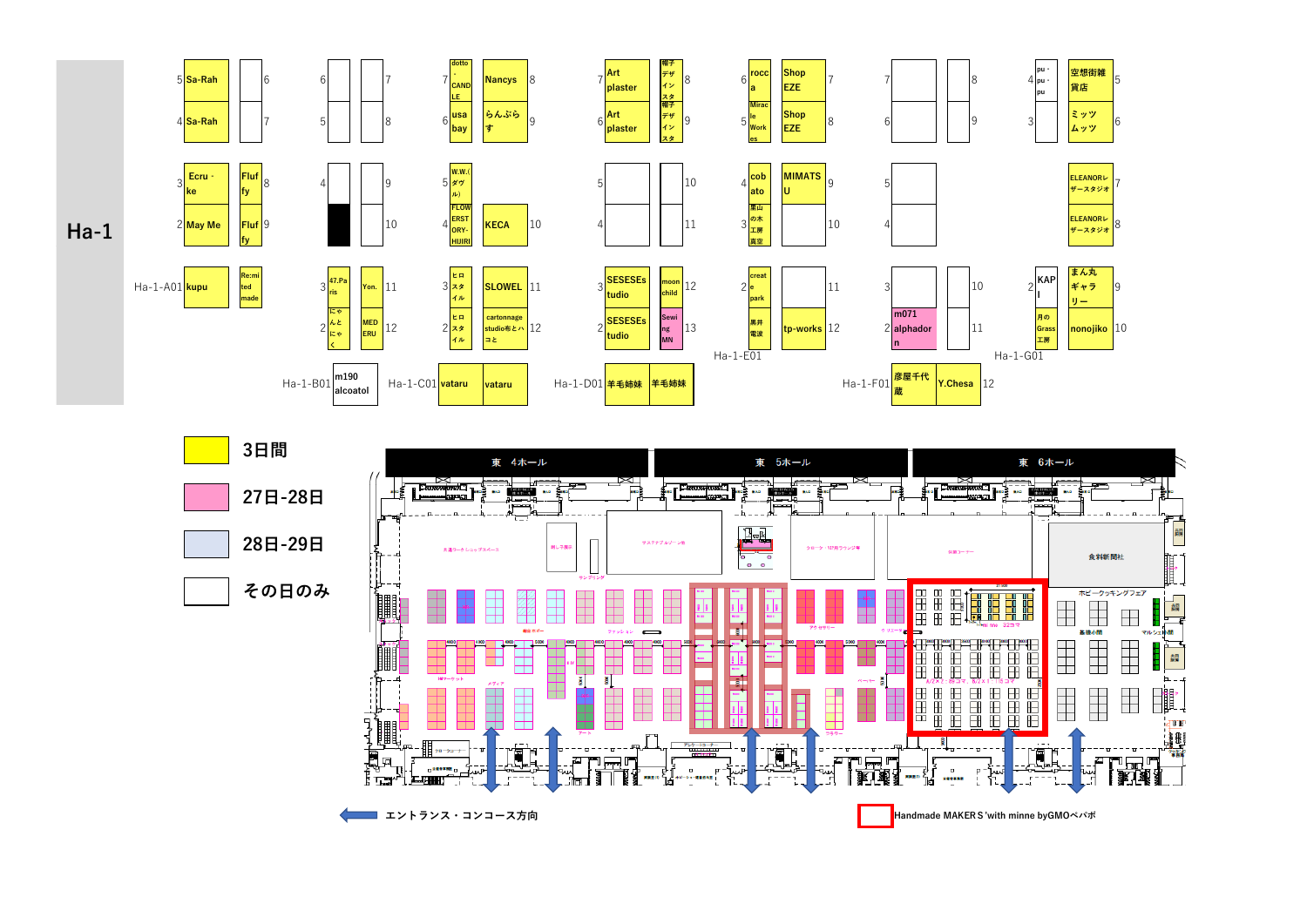# Ha-1

5 Sa-Rah | 6
4 Sa-Rah | 7

6 | 7
5 | 8

7 dotto・CANDLE | Nancys 8
6 usa bay | らんぶらす 9

7 Art plaster | 帽子デザインスタ 8
6 Art plaster | 帽子デザインスタ 9

6 rocca | Shop EZE 7
5 Miracle Workes | Shop EZE 8

7 | 8
6 | 9

4 pu・pu・pu | 空想街雑貨店 5
3 | ミッツムッツ 6

3 Ecru・ke | Fluffy 8
2 May Me | Fluffy 9

4 | 9
| 10

5 W.W.(ダヴル) | 
4 FLOWERSTORY-HIJIRI | KECA 10

5 | 10
4 | 11

4 cobato | MIMATSU 9
3 里山の木工房 高空 | 10

5
4

ELEANORレザースタジオ 7
ELEANORレザースタジオ 8

Ha-1-A01 kupu | Re:mited made

3 47.Paris | Yon. 11
2 にゃんとにゃく | MEDERU 12

3 ヒロスタイル | SLOWEL 11
2 ヒロスタイル | cartonnage studio布とハコと 12

3 SESESEs tudio | moon child 12
2 SESESEs tudio | Sewing MN 13

2 create park | 11
黒井電波 | tp-works 12
Ha-1-E01

3 | 10
2 m071 alphadorn | 11

2 KAPI | まん丸ギャラリー 9
月のGrass工房 | nonojiko 10
Ha-1-G01

Ha-1-B01 m190 alcoatol

Ha-1-C01 vataru | vataru

Ha-1-D01 羊毛姉妹 | 羊毛姉妹

Ha-1-F01 彦屋千代蔵 | Y.Chesa 12

| 色 | 出展日 |
|---|---|
| 黄 | 3日間 |
| ピンク | 27日-28日 |
| 青 | 28日-29日 |
| 白 | その日のみ |

東　4ホール　東　5ホール　東　6ホール

エントランス・コンコース方向

Handmade MAKER S 'with minne byGMOペパボ